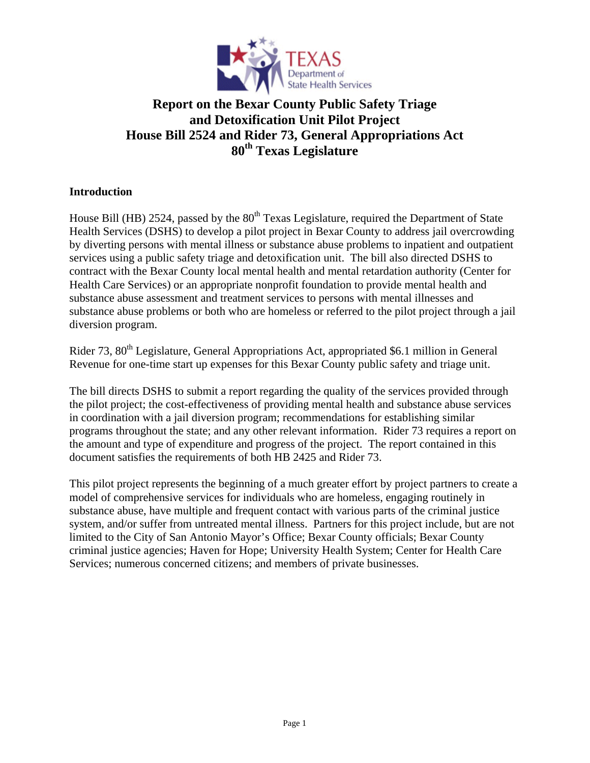# Report on the Bexar County Public Safety Triage and Detoxification Unit Pilot Project
# House Bill 2524 and Rider 73, General Appropriations Act
# 80th Texas Legislature

## Introduction

House Bill (HB) 2524, passed by the 80th Texas Legislature, required the Department of State Health Services (DSHS) to develop a pilot project in Bexar County to address jail overcrowding by diverting persons with mental illness or substance abuse problems to inpatient and outpatient services using a public safety triage and detoxification unit. The bill also directed DSHS to contract with the Bexar County local mental health and mental retardation authority (Center for Health Care Services) or an appropriate nonprofit foundation to provide mental health and substance abuse assessment and treatment services to persons with mental illnesses and substance abuse problems or both who are homeless or referred to the pilot project through a jail diversion program.

Rider 73, 80th Legislature, General Appropriations Act, appropriated $6.1 million in General Revenue for one-time start up expenses for this Bexar County public safety and triage unit.

The bill directs DSHS to submit a report regarding the quality of the services provided through the pilot project; the cost-effectiveness of providing mental health and substance abuse services in coordination with a jail diversion program; recommendations for establishing similar programs throughout the state; and any other relevant information. Rider 73 requires a report on the amount and type of expenditure and progress of the project. The report contained in this document satisfies the requirements of both HB 2425 and Rider 73.

This pilot project represents the beginning of a much greater effort by project partners to create a model of comprehensive services for individuals who are homeless, engaging routinely in substance abuse, have multiple and frequent contact with various parts of the criminal justice system, and/or suffer from untreated mental illness. Partners for this project include, but are not limited to the City of San Antonio Mayor's Office; Bexar County officials; Bexar County criminal justice agencies; Haven for Hope; University Health System; Center for Health Care Services; numerous concerned citizens; and members of private businesses.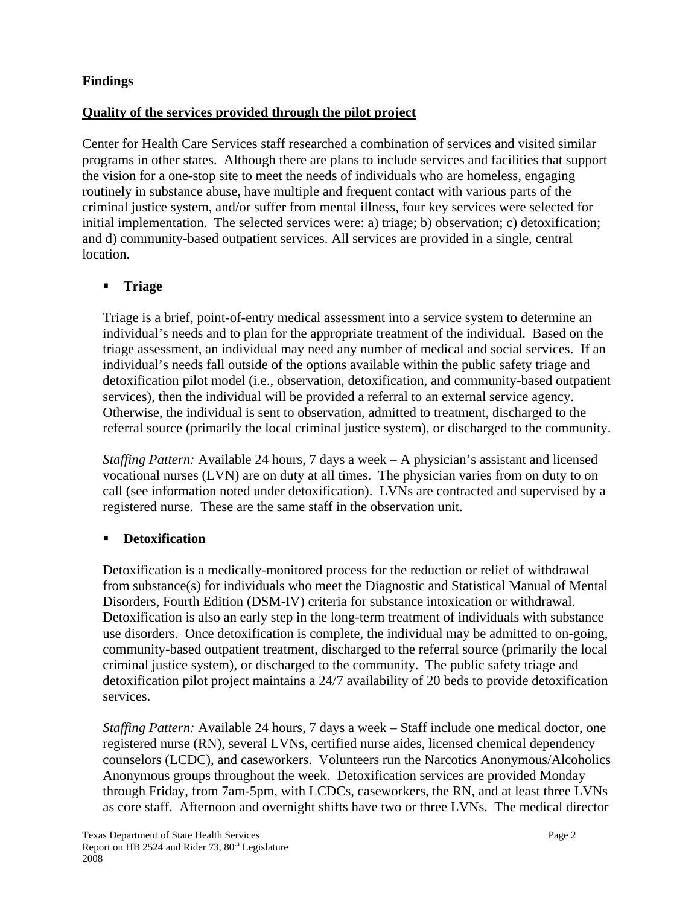## Findings

### Quality of the services provided through the pilot project

Center for Health Care Services staff researched a combination of services and visited similar programs in other states. Although there are plans to include services and facilities that support the vision for a one-stop site to meet the needs of individuals who are homeless, engaging routinely in substance abuse, have multiple and frequent contact with various parts of the criminal justice system, and/or suffer from mental illness, four key services were selected for initial implementation. The selected services were: a) triage; b) observation; c) detoxification; and d) community-based outpatient services. All services are provided in a single, central location.

- **Triage**

  Triage is a brief, point-of-entry medical assessment into a service system to determine an individual's needs and to plan for the appropriate treatment of the individual. Based on the triage assessment, an individual may need any number of medical and social services. If an individual's needs fall outside of the options available within the public safety triage and detoxification pilot model (i.e., observation, detoxification, and community-based outpatient services), then the individual will be provided a referral to an external service agency. Otherwise, the individual is sent to observation, admitted to treatment, discharged to the referral source (primarily the local criminal justice system), or discharged to the community.

  *Staffing Pattern:* Available 24 hours, 7 days a week – A physician's assistant and licensed vocational nurses (LVN) are on duty at all times. The physician varies from on duty to on call (see information noted under detoxification). LVNs are contracted and supervised by a registered nurse. These are the same staff in the observation unit.

- **Detoxification**

  Detoxification is a medically-monitored process for the reduction or relief of withdrawal from substance(s) for individuals who meet the Diagnostic and Statistical Manual of Mental Disorders, Fourth Edition (DSM-IV) criteria for substance intoxication or withdrawal. Detoxification is also an early step in the long-term treatment of individuals with substance use disorders. Once detoxification is complete, the individual may be admitted to on-going, community-based outpatient treatment, discharged to the referral source (primarily the local criminal justice system), or discharged to the community. The public safety triage and detoxification pilot project maintains a 24/7 availability of 20 beds to provide detoxification services.

  *Staffing Pattern:* Available 24 hours, 7 days a week – Staff include one medical doctor, one registered nurse (RN), several LVNs, certified nurse aides, licensed chemical dependency counselors (LCDC), and caseworkers. Volunteers run the Narcotics Anonymous/Alcoholics Anonymous groups throughout the week. Detoxification services are provided Monday through Friday, from 7am-5pm, with LCDCs, caseworkers, the RN, and at least three LVNs as core staff. Afternoon and overnight shifts have two or three LVNs. The medical director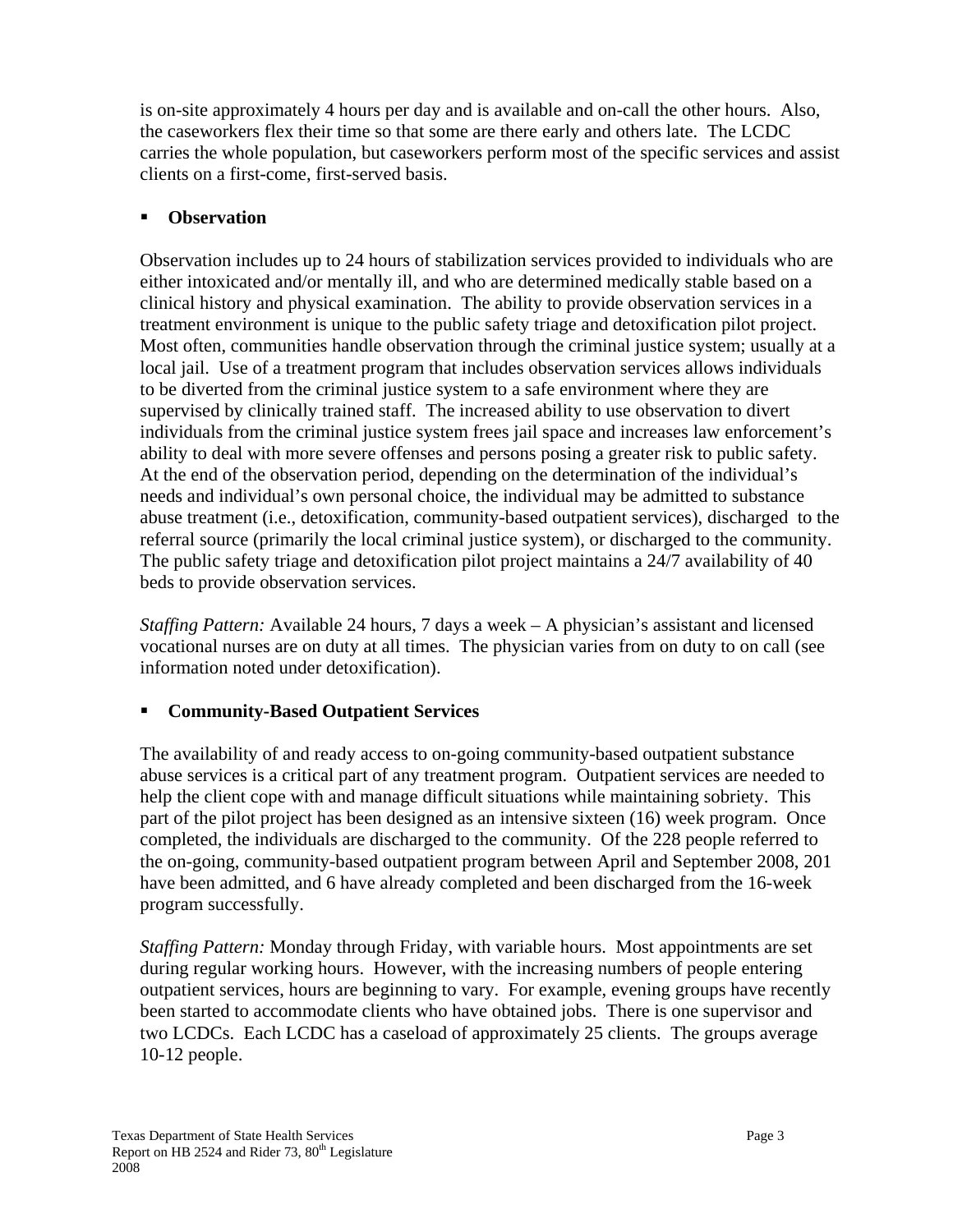is on-site approximately 4 hours per day and is available and on-call the other hours. Also, the caseworkers flex their time so that some are there early and others late. The LCDC carries the whole population, but caseworkers perform most of the specific services and assist clients on a first-come, first-served basis.

- **Observation**

Observation includes up to 24 hours of stabilization services provided to individuals who are either intoxicated and/or mentally ill, and who are determined medically stable based on a clinical history and physical examination. The ability to provide observation services in a treatment environment is unique to the public safety triage and detoxification pilot project. Most often, communities handle observation through the criminal justice system; usually at a local jail. Use of a treatment program that includes observation services allows individuals to be diverted from the criminal justice system to a safe environment where they are supervised by clinically trained staff. The increased ability to use observation to divert individuals from the criminal justice system frees jail space and increases law enforcement's ability to deal with more severe offenses and persons posing a greater risk to public safety. At the end of the observation period, depending on the determination of the individual's needs and individual's own personal choice, the individual may be admitted to substance abuse treatment (i.e., detoxification, community-based outpatient services), discharged to the referral source (primarily the local criminal justice system), or discharged to the community. The public safety triage and detoxification pilot project maintains a 24/7 availability of 40 beds to provide observation services.

*Staffing Pattern:* Available 24 hours, 7 days a week – A physician's assistant and licensed vocational nurses are on duty at all times. The physician varies from on duty to on call (see information noted under detoxification).

- **Community-Based Outpatient Services**

The availability of and ready access to on-going community-based outpatient substance abuse services is a critical part of any treatment program. Outpatient services are needed to help the client cope with and manage difficult situations while maintaining sobriety. This part of the pilot project has been designed as an intensive sixteen (16) week program. Once completed, the individuals are discharged to the community. Of the 228 people referred to the on-going, community-based outpatient program between April and September 2008, 201 have been admitted, and 6 have already completed and been discharged from the 16-week program successfully.

*Staffing Pattern:* Monday through Friday, with variable hours. Most appointments are set during regular working hours. However, with the increasing numbers of people entering outpatient services, hours are beginning to vary. For example, evening groups have recently been started to accommodate clients who have obtained jobs. There is one supervisor and two LCDCs. Each LCDC has a caseload of approximately 25 clients. The groups average 10-12 people.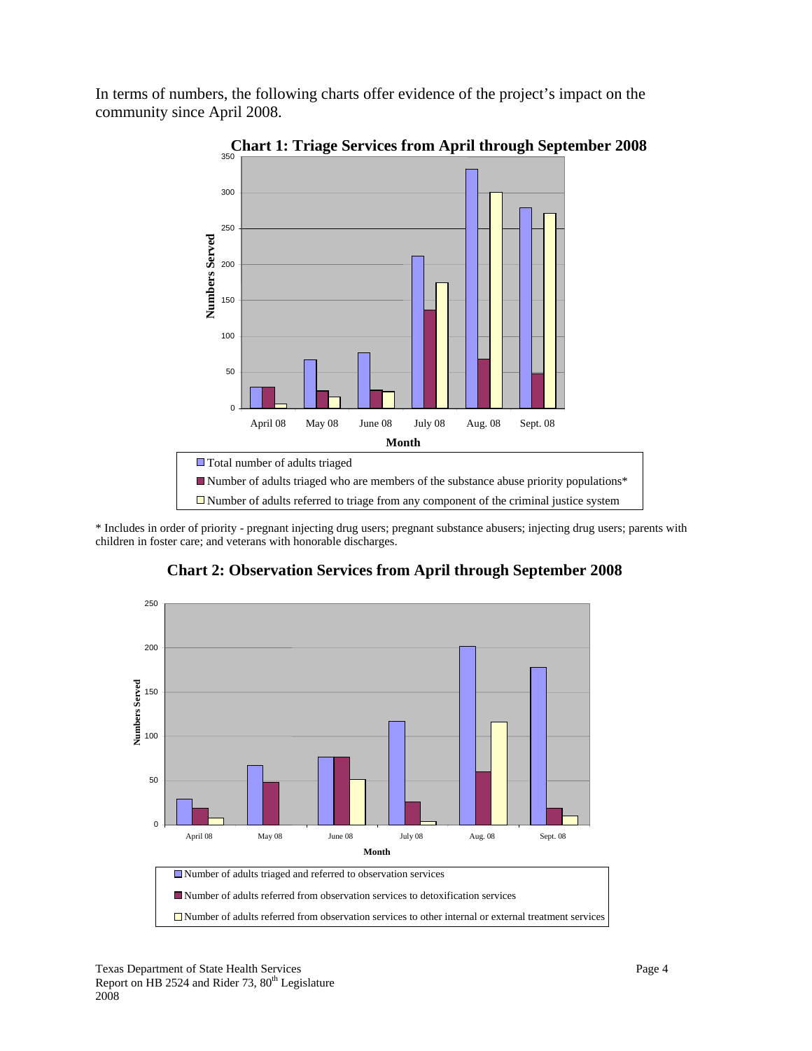In terms of numbers, the following charts offer evidence of the project's impact on the community since April 2008.

**Chart 1: Triage Services from April through September 2008**

Numbers Served

350
300
250
200
150
100
50
0

April 08 May 08 June 08 July 08 Aug. 08 Sept. 08

Month

- Total number of adults triaged
- Number of adults triaged who are members of the substance abuse priority populations*
- Number of adults referred to triage from any component of the criminal justice system

* Includes in order of priority - pregnant injecting drug users; pregnant substance abusers; injecting drug users; parents with children in foster care; and veterans with honorable discharges.

**Chart 2: Observation Services from April through September 2008**

Numbers Served

250
200
150
100
50
0

April 08 May 08 June 08 July 08 Aug. 08 Sept. 08

Month

- Number of adults triaged and referred to observation services
- Number of adults referred from observation services to detoxification services
- Number of adults referred from observation services to other internal or external treatment services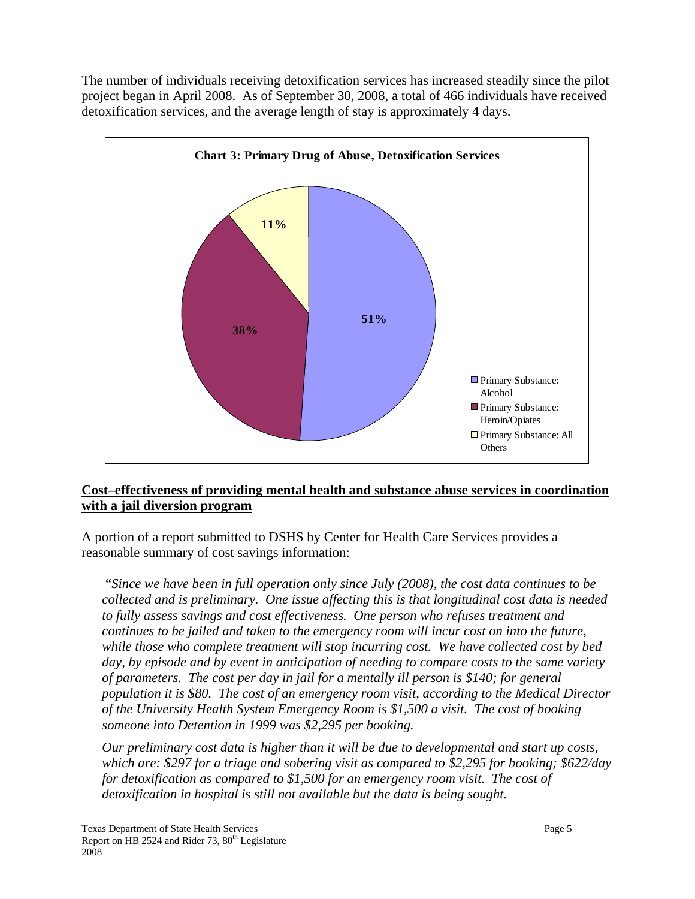The number of individuals receiving detoxification services has increased steadily since the pilot project began in April 2008. As of September 30, 2008, a total of 466 individuals have received detoxification services, and the average length of stay is approximately 4 days.

**Chart 3: Primary Drug of Abuse, Detoxification Services**

51%

38%

11%

Primary Substance: Alcohol

Primary Substance: Heroin/Opiates

Primary Substance: All Others

## Cost–effectiveness of providing mental health and substance abuse services in coordination with a jail diversion program

A portion of a report submitted to DSHS by Center for Health Care Services provides a reasonable summary of cost savings information:

*"Since we have been in full operation only since July (2008), the cost data continues to be collected and is preliminary. One issue affecting this is that longitudinal cost data is needed to fully assess savings and cost effectiveness. One person who refuses treatment and continues to be jailed and taken to the emergency room will incur cost on into the future, while those who complete treatment will stop incurring cost. We have collected cost by bed day, by episode and by event in anticipation of needing to compare costs to the same variety of parameters. The cost per day in jail for a mentally ill person is $140; for general population it is $80. The cost of an emergency room visit, according to the Medical Director of the University Health System Emergency Room is $1,500 a visit. The cost of booking someone into Detention in 1999 was $2,295 per booking.*

*Our preliminary cost data is higher than it will be due to developmental and start up costs, which are: $297 for a triage and sobering visit as compared to $2,295 for booking; $622/day for detoxification as compared to $1,500 for an emergency room visit. The cost of detoxification in hospital is still not available but the data is being sought.*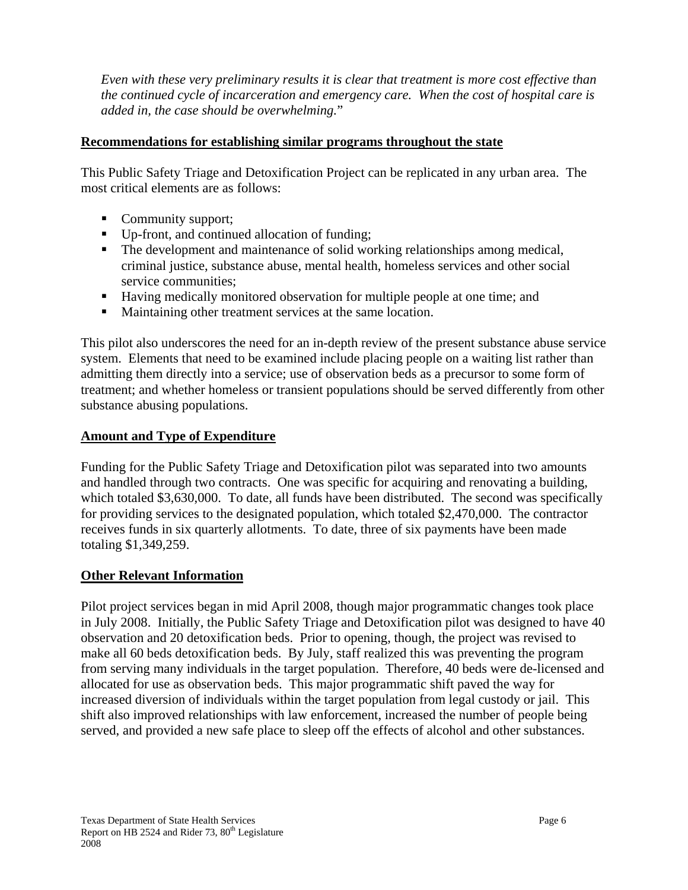*Even with these very preliminary results it is clear that treatment is more cost effective than the continued cycle of incarceration and emergency care. When the cost of hospital care is added in, the case should be overwhelming.*"

## Recommendations for establishing similar programs throughout the state

This Public Safety Triage and Detoxification Project can be replicated in any urban area. The most critical elements are as follows:

- Community support;
- Up-front, and continued allocation of funding;
- The development and maintenance of solid working relationships among medical, criminal justice, substance abuse, mental health, homeless services and other social service communities;
- Having medically monitored observation for multiple people at one time; and
- Maintaining other treatment services at the same location.

This pilot also underscores the need for an in-depth review of the present substance abuse service system. Elements that need to be examined include placing people on a waiting list rather than admitting them directly into a service; use of observation beds as a precursor to some form of treatment; and whether homeless or transient populations should be served differently from other substance abusing populations.

## Amount and Type of Expenditure

Funding for the Public Safety Triage and Detoxification pilot was separated into two amounts and handled through two contracts. One was specific for acquiring and renovating a building, which totaled $3,630,000. To date, all funds have been distributed. The second was specifically for providing services to the designated population, which totaled $2,470,000. The contractor receives funds in six quarterly allotments. To date, three of six payments have been made totaling $1,349,259.

## Other Relevant Information

Pilot project services began in mid April 2008, though major programmatic changes took place in July 2008. Initially, the Public Safety Triage and Detoxification pilot was designed to have 40 observation and 20 detoxification beds. Prior to opening, though, the project was revised to make all 60 beds detoxification beds. By July, staff realized this was preventing the program from serving many individuals in the target population. Therefore, 40 beds were de-licensed and allocated for use as observation beds. This major programmatic shift paved the way for increased diversion of individuals within the target population from legal custody or jail. This shift also improved relationships with law enforcement, increased the number of people being served, and provided a new safe place to sleep off the effects of alcohol and other substances.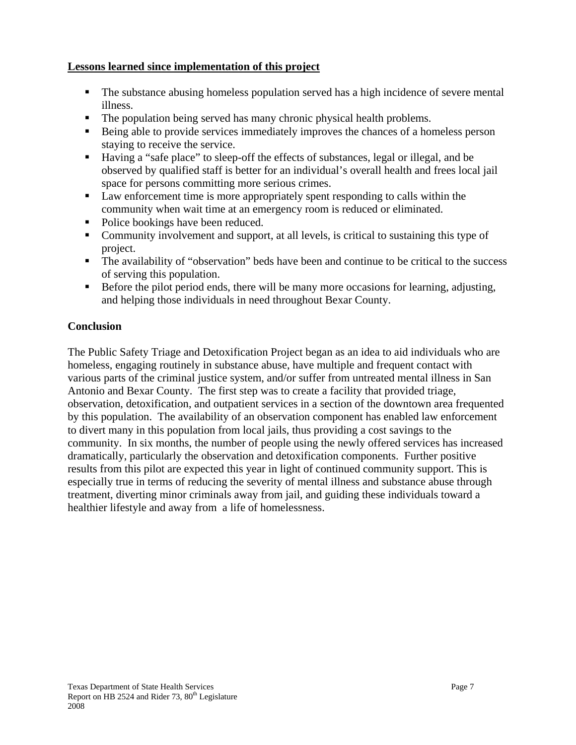**Lessons learned since implementation of this project**

- The substance abusing homeless population served has a high incidence of severe mental illness.
- The population being served has many chronic physical health problems.
- Being able to provide services immediately improves the chances of a homeless person staying to receive the service.
- Having a "safe place" to sleep-off the effects of substances, legal or illegal, and be observed by qualified staff is better for an individual's overall health and frees local jail space for persons committing more serious crimes.
- Law enforcement time is more appropriately spent responding to calls within the community when wait time at an emergency room is reduced or eliminated.
- Police bookings have been reduced.
- Community involvement and support, at all levels, is critical to sustaining this type of project.
- The availability of "observation" beds have been and continue to be critical to the success of serving this population.
- Before the pilot period ends, there will be many more occasions for learning, adjusting, and helping those individuals in need throughout Bexar County.

**Conclusion**

The Public Safety Triage and Detoxification Project began as an idea to aid individuals who are homeless, engaging routinely in substance abuse, have multiple and frequent contact with various parts of the criminal justice system, and/or suffer from untreated mental illness in San Antonio and Bexar County. The first step was to create a facility that provided triage, observation, detoxification, and outpatient services in a section of the downtown area frequented by this population. The availability of an observation component has enabled law enforcement to divert many in this population from local jails, thus providing a cost savings to the community. In six months, the number of people using the newly offered services has increased dramatically, particularly the observation and detoxification components. Further positive results from this pilot are expected this year in light of continued community support. This is especially true in terms of reducing the severity of mental illness and substance abuse through treatment, diverting minor criminals away from jail, and guiding these individuals toward a healthier lifestyle and away from a life of homelessness.